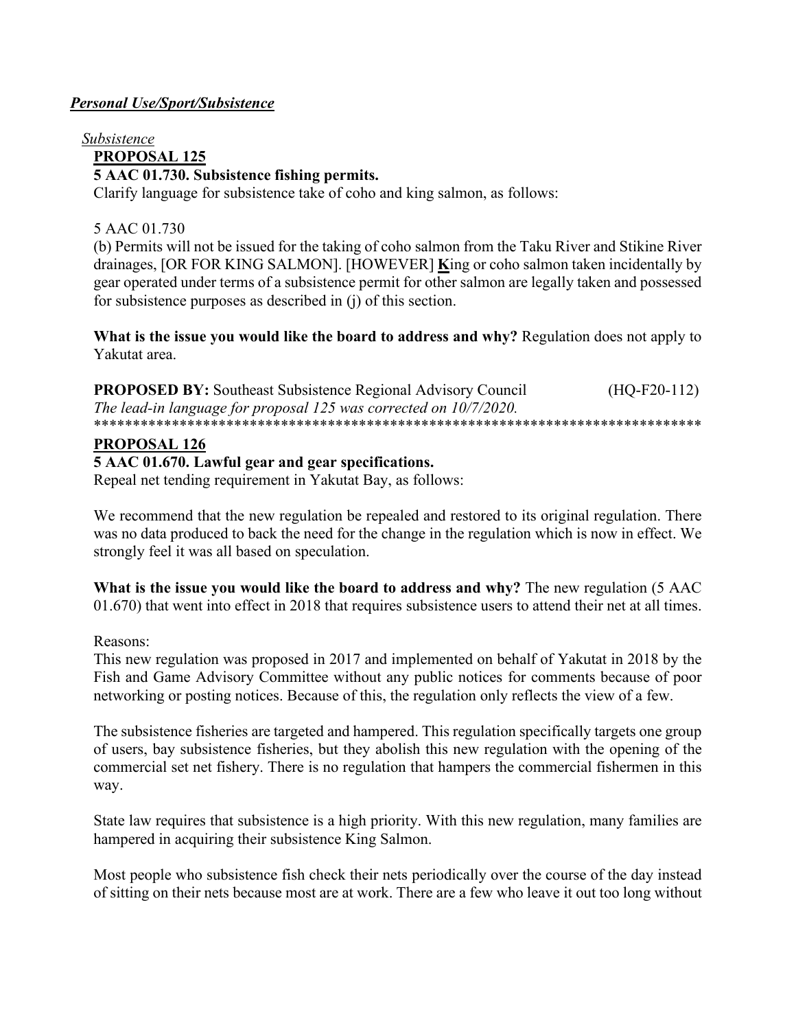***Personal Use/Sport/Subsistence***

*Subsistence*

**PROPOSAL 125**

**5 AAC 01.730. Subsistence fishing permits.**

Clarify language for subsistence take of coho and king salmon, as follows:

5 AAC 01.730

(b) Permits will not be issued for the taking of coho salmon from the Taku River and Stikine River drainages, [OR FOR KING SALMON]. [HOWEVER] **K**ing or coho salmon taken incidentally by gear operated under terms of a subsistence permit for other salmon are legally taken and possessed for subsistence purposes as described in (j) of this section.

**What is the issue you would like the board to address and why?** Regulation does not apply to Yakutat area.

**PROPOSED BY:** Southeast Subsistence Regional Advisory Council (HQ-F20-112)

*The lead-in language for proposal 125 was corrected on 10/7/2020.*

******************************************************************************

**PROPOSAL 126**

**5 AAC 01.670. Lawful gear and gear specifications.**

Repeal net tending requirement in Yakutat Bay, as follows:

We recommend that the new regulation be repealed and restored to its original regulation. There was no data produced to back the need for the change in the regulation which is now in effect. We strongly feel it was all based on speculation.

**What is the issue you would like the board to address and why?** The new regulation (5 AAC 01.670) that went into effect in 2018 that requires subsistence users to attend their net at all times.

Reasons:

This new regulation was proposed in 2017 and implemented on behalf of Yakutat in 2018 by the Fish and Game Advisory Committee without any public notices for comments because of poor networking or posting notices. Because of this, the regulation only reflects the view of a few.

The subsistence fisheries are targeted and hampered. This regulation specifically targets one group of users, bay subsistence fisheries, but they abolish this new regulation with the opening of the commercial set net fishery. There is no regulation that hampers the commercial fishermen in this way.

State law requires that subsistence is a high priority. With this new regulation, many families are hampered in acquiring their subsistence King Salmon.

Most people who subsistence fish check their nets periodically over the course of the day instead of sitting on their nets because most are at work. There are a few who leave it out too long without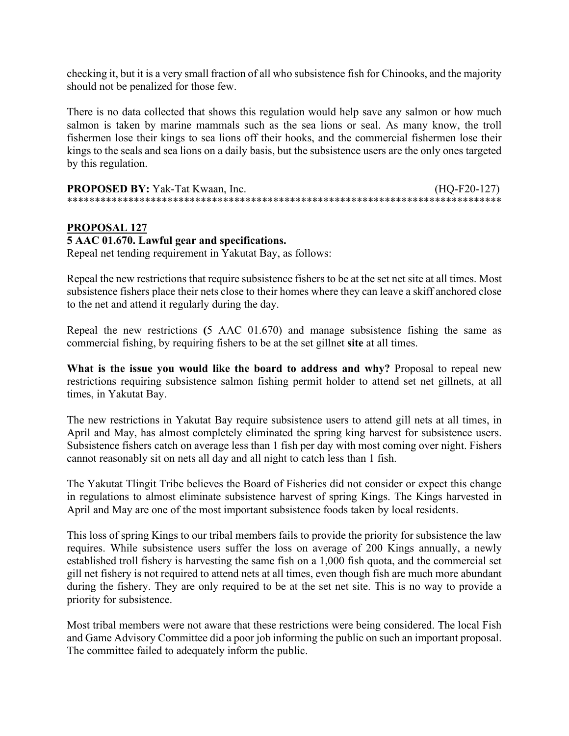checking it, but it is a very small fraction of all who subsistence fish for Chinooks, and the majority should not be penalized for those few.

There is no data collected that shows this regulation would help save any salmon or how much salmon is taken by marine mammals such as the sea lions or seal. As many know, the troll fishermen lose their kings to sea lions off their hooks, and the commercial fishermen lose their kings to the seals and sea lions on a daily basis, but the subsistence users are the only ones targeted by this regulation.

**PROPOSED BY:** Yak-Tat Kwaan, Inc. (HQ-F20-127)

******************************************************************************

**PROPOSAL 127**

**5 AAC 01.670. Lawful gear and specifications.**

Repeal net tending requirement in Yakutat Bay, as follows:

Repeal the new restrictions that require subsistence fishers to be at the set net site at all times. Most subsistence fishers place their nets close to their homes where they can leave a skiff anchored close to the net and attend it regularly during the day.

Repeal the new restrictions **(**5 AAC 01.670) and manage subsistence fishing the same as commercial fishing, by requiring fishers to be at the set gillnet **site** at all times.

**What is the issue you would like the board to address and why?** Proposal to repeal new restrictions requiring subsistence salmon fishing permit holder to attend set net gillnets, at all times, in Yakutat Bay.

The new restrictions in Yakutat Bay require subsistence users to attend gill nets at all times, in April and May, has almost completely eliminated the spring king harvest for subsistence users. Subsistence fishers catch on average less than 1 fish per day with most coming over night. Fishers cannot reasonably sit on nets all day and all night to catch less than 1 fish.

The Yakutat Tlingit Tribe believes the Board of Fisheries did not consider or expect this change in regulations to almost eliminate subsistence harvest of spring Kings. The Kings harvested in April and May are one of the most important subsistence foods taken by local residents.

This loss of spring Kings to our tribal members fails to provide the priority for subsistence the law requires. While subsistence users suffer the loss on average of 200 Kings annually, a newly established troll fishery is harvesting the same fish on a 1,000 fish quota, and the commercial set gill net fishery is not required to attend nets at all times, even though fish are much more abundant during the fishery. They are only required to be at the set net site. This is no way to provide a priority for subsistence.

Most tribal members were not aware that these restrictions were being considered. The local Fish and Game Advisory Committee did a poor job informing the public on such an important proposal. The committee failed to adequately inform the public.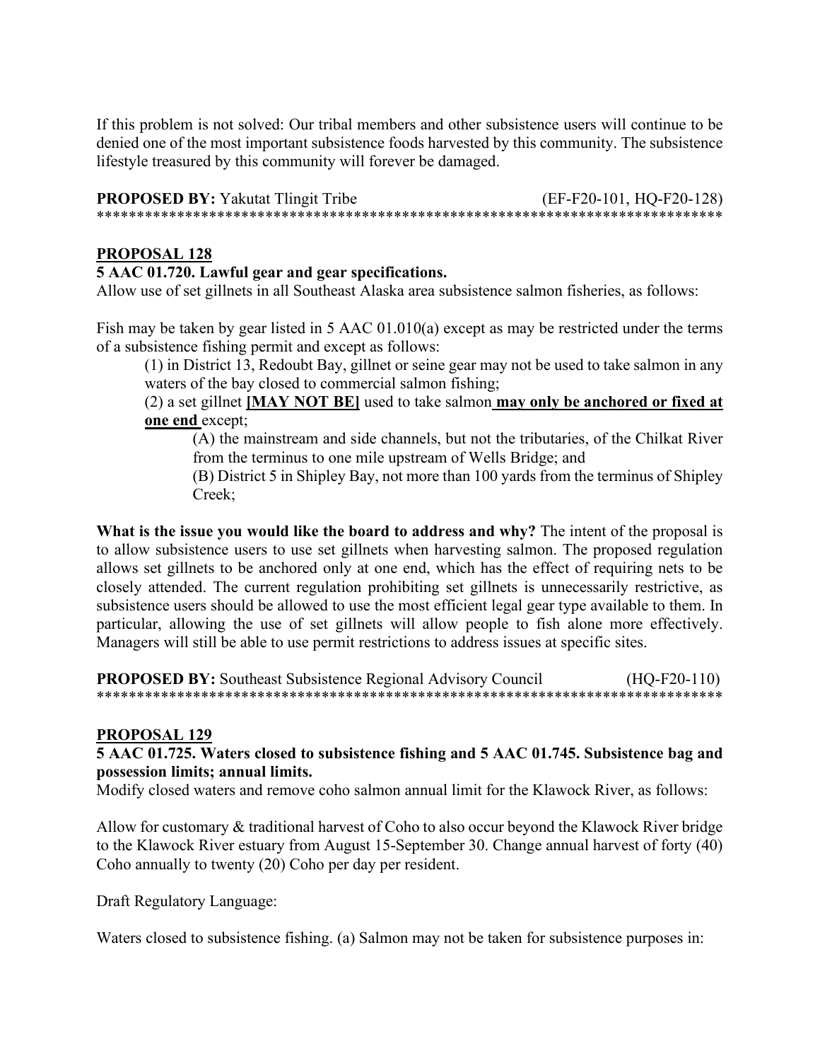If this problem is not solved: Our tribal members and other subsistence users will continue to be denied one of the most important subsistence foods harvested by this community. The subsistence lifestyle treasured by this community will forever be damaged.

**PROPOSED BY:** Yakutat Tlingit Tribe (EF-F20-101, HQ-F20-128)

*******************************************************************************

## PROPOSAL 128

**5 AAC 01.720. Lawful gear and gear specifications.**

Allow use of set gillnets in all Southeast Alaska area subsistence salmon fisheries, as follows:

Fish may be taken by gear listed in 5 AAC 01.010(a) except as may be restricted under the terms of a subsistence fishing permit and except as follows:

(1) in District 13, Redoubt Bay, gillnet or seine gear may not be used to take salmon in any waters of the bay closed to commercial salmon fishing;

(2) a set gillnet **[MAY NOT BE]** used to take salmon **<u>may only be anchored or fixed at one end</u>** except;

(A) the mainstream and side channels, but not the tributaries, of the Chilkat River from the terminus to one mile upstream of Wells Bridge; and

(B) District 5 in Shipley Bay, not more than 100 yards from the terminus of Shipley Creek;

**What is the issue you would like the board to address and why?** The intent of the proposal is to allow subsistence users to use set gillnets when harvesting salmon. The proposed regulation allows set gillnets to be anchored only at one end, which has the effect of requiring nets to be closely attended. The current regulation prohibiting set gillnets is unnecessarily restrictive, as subsistence users should be allowed to use the most efficient legal gear type available to them. In particular, allowing the use of set gillnets will allow people to fish alone more effectively. Managers will still be able to use permit restrictions to address issues at specific sites.

**PROPOSED BY:** Southeast Subsistence Regional Advisory Council (HQ-F20-110)

*******************************************************************************

## PROPOSAL 129

**5 AAC 01.725. Waters closed to subsistence fishing and 5 AAC 01.745. Subsistence bag and possession limits; annual limits.**

Modify closed waters and remove coho salmon annual limit for the Klawock River, as follows:

Allow for customary & traditional harvest of Coho to also occur beyond the Klawock River bridge to the Klawock River estuary from August 15-September 30. Change annual harvest of forty (40) Coho annually to twenty (20) Coho per day per resident.

Draft Regulatory Language:

Waters closed to subsistence fishing. (a) Salmon may not be taken for subsistence purposes in: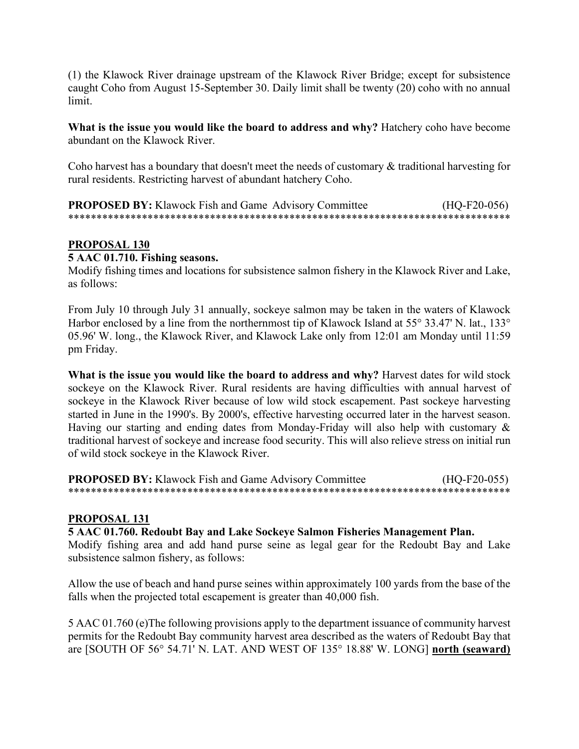(1) the Klawock River drainage upstream of the Klawock River Bridge; except for subsistence caught Coho from August 15-September 30. Daily limit shall be twenty (20) coho with no annual limit.

**What is the issue you would like the board to address and why?** Hatchery coho have become abundant on the Klawock River.

Coho harvest has a boundary that doesn't meet the needs of customary & traditional harvesting for rural residents. Restricting harvest of abundant hatchery Coho.

**PROPOSED BY:** Klawock Fish and Game Advisory Committee (HQ-F20-056)
******************************************************************************

## PROPOSAL 130

**5 AAC 01.710. Fishing seasons.**

Modify fishing times and locations for subsistence salmon fishery in the Klawock River and Lake, as follows:

From July 10 through July 31 annually, sockeye salmon may be taken in the waters of Klawock Harbor enclosed by a line from the northernmost tip of Klawock Island at 55° 33.47' N. lat., 133° 05.96' W. long., the Klawock River, and Klawock Lake only from 12:01 am Monday until 11:59 pm Friday.

**What is the issue you would like the board to address and why?** Harvest dates for wild stock sockeye on the Klawock River. Rural residents are having difficulties with annual harvest of sockeye in the Klawock River because of low wild stock escapement. Past sockeye harvesting started in June in the 1990's. By 2000's, effective harvesting occurred later in the harvest season. Having our starting and ending dates from Monday-Friday will also help with customary & traditional harvest of sockeye and increase food security. This will also relieve stress on initial run of wild stock sockeye in the Klawock River.

**PROPOSED BY:** Klawock Fish and Game Advisory Committee (HQ-F20-055)
******************************************************************************

## PROPOSAL 131

**5 AAC 01.760. Redoubt Bay and Lake Sockeye Salmon Fisheries Management Plan.**

Modify fishing area and add hand purse seine as legal gear for the Redoubt Bay and Lake subsistence salmon fishery, as follows:

Allow the use of beach and hand purse seines within approximately 100 yards from the base of the falls when the projected total escapement is greater than 40,000 fish.

5 AAC 01.760 (e)The following provisions apply to the department issuance of community harvest permits for the Redoubt Bay community harvest area described as the waters of Redoubt Bay that are [SOUTH OF 56° 54.71' N. LAT. AND WEST OF 135° 18.88' W. LONG] **north (seaward)**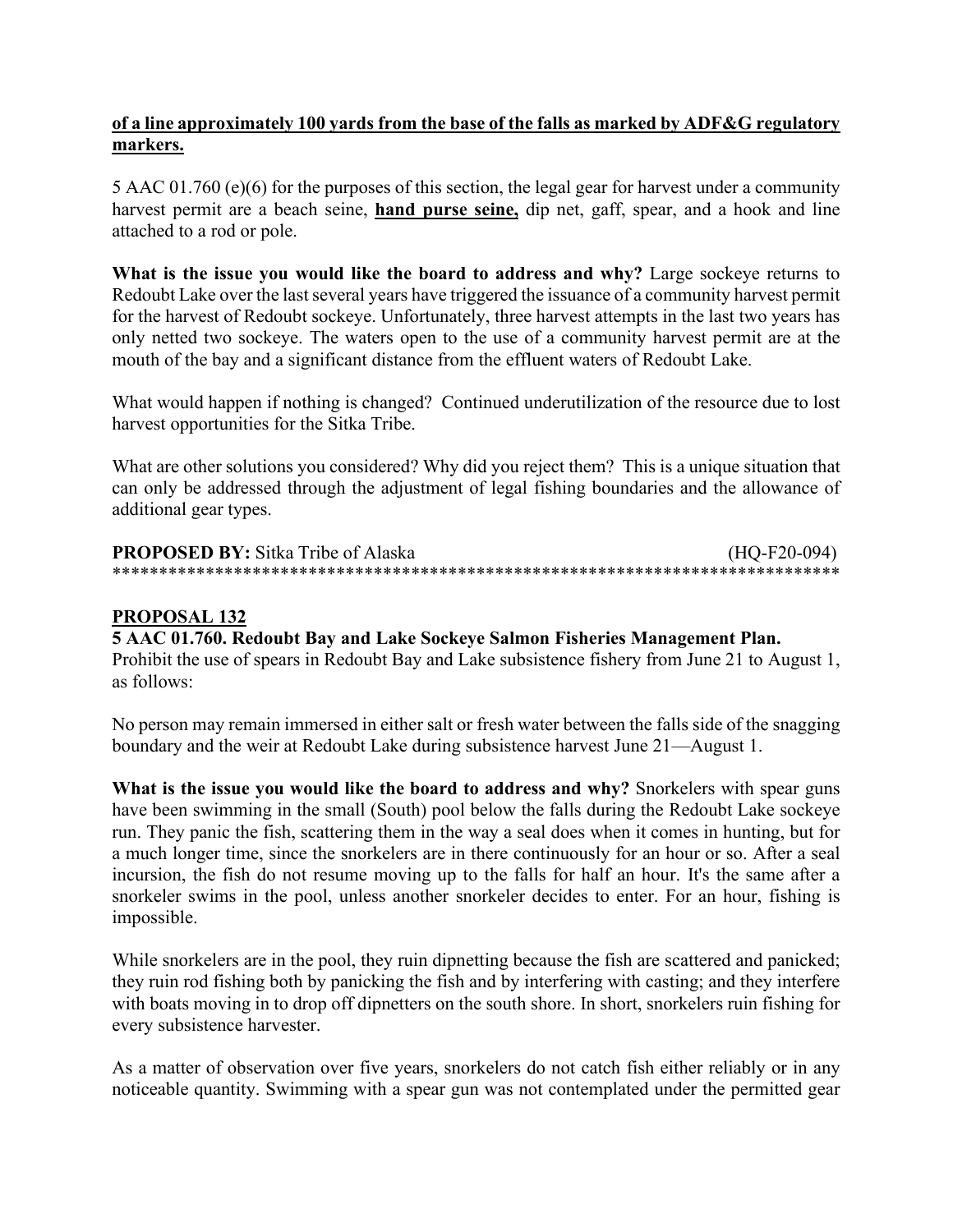**<u>of a line approximately 100 yards from the base of the falls as marked by ADF&G regulatory markers.</u>**

5 AAC 01.760 (e)(6) for the purposes of this section, the legal gear for harvest under a community harvest permit are a beach seine, **<u>hand purse seine,</u>** dip net, gaff, spear, and a hook and line attached to a rod or pole.

**What is the issue you would like the board to address and why?** Large sockeye returns to Redoubt Lake over the last several years have triggered the issuance of a community harvest permit for the harvest of Redoubt sockeye. Unfortunately, three harvest attempts in the last two years has only netted two sockeye. The waters open to the use of a community harvest permit are at the mouth of the bay and a significant distance from the effluent waters of Redoubt Lake.

What would happen if nothing is changed? Continued underutilization of the resource due to lost harvest opportunities for the Sitka Tribe.

What are other solutions you considered? Why did you reject them? This is a unique situation that can only be addressed through the adjustment of legal fishing boundaries and the allowance of additional gear types.

**PROPOSED BY:** Sitka Tribe of Alaska (HQ-F20-094)

******************************************************************************

## <u>PROPOSAL 132</u>

**5 AAC 01.760. Redoubt Bay and Lake Sockeye Salmon Fisheries Management Plan.**
Prohibit the use of spears in Redoubt Bay and Lake subsistence fishery from June 21 to August 1, as follows:

No person may remain immersed in either salt or fresh water between the falls side of the snagging boundary and the weir at Redoubt Lake during subsistence harvest June 21—August 1.

**What is the issue you would like the board to address and why?** Snorkelers with spear guns have been swimming in the small (South) pool below the falls during the Redoubt Lake sockeye run. They panic the fish, scattering them in the way a seal does when it comes in hunting, but for a much longer time, since the snorkelers are in there continuously for an hour or so. After a seal incursion, the fish do not resume moving up to the falls for half an hour. It's the same after a snorkeler swims in the pool, unless another snorkeler decides to enter. For an hour, fishing is impossible.

While snorkelers are in the pool, they ruin dipnetting because the fish are scattered and panicked; they ruin rod fishing both by panicking the fish and by interfering with casting; and they interfere with boats moving in to drop off dipnetters on the south shore. In short, snorkelers ruin fishing for every subsistence harvester.

As a matter of observation over five years, snorkelers do not catch fish either reliably or in any noticeable quantity. Swimming with a spear gun was not contemplated under the permitted gear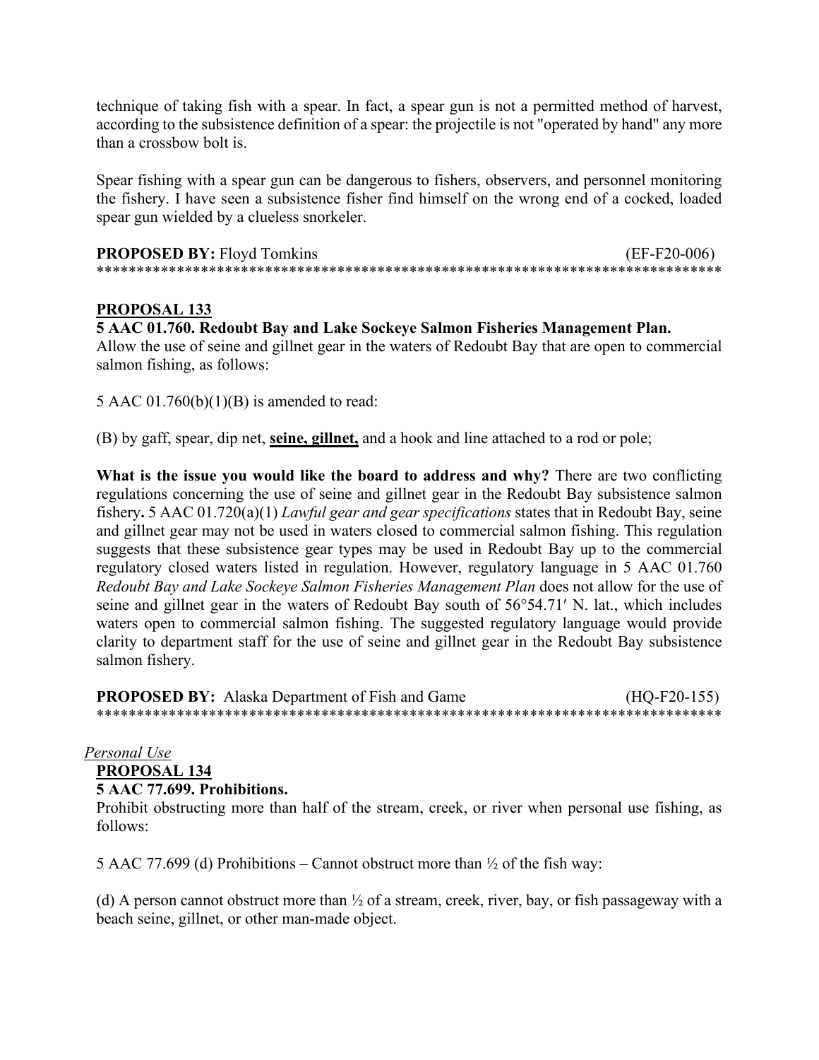technique of taking fish with a spear. In fact, a spear gun is not a permitted method of harvest, according to the subsistence definition of a spear: the projectile is not "operated by hand" any more than a crossbow bolt is.

Spear fishing with a spear gun can be dangerous to fishers, observers, and personnel monitoring the fishery. I have seen a subsistence fisher find himself on the wrong end of a cocked, loaded spear gun wielded by a clueless snorkeler.

**PROPOSED BY:** Floyd Tomkins (EF-F20-006)

******************************************************************************

**PROPOSAL 133**

**5 AAC 01.760. Redoubt Bay and Lake Sockeye Salmon Fisheries Management Plan.**

Allow the use of seine and gillnet gear in the waters of Redoubt Bay that are open to commercial salmon fishing, as follows:

5 AAC 01.760(b)(1)(B) is amended to read:

(B) by gaff, spear, dip net, **seine, gillnet,** and a hook and line attached to a rod or pole;

**What is the issue you would like the board to address and why?** There are two conflicting regulations concerning the use of seine and gillnet gear in the Redoubt Bay subsistence salmon fishery**.** 5 AAC 01.720(a)(1) *Lawful gear and gear specifications* states that in Redoubt Bay, seine and gillnet gear may not be used in waters closed to commercial salmon fishing. This regulation suggests that these subsistence gear types may be used in Redoubt Bay up to the commercial regulatory closed waters listed in regulation. However, regulatory language in 5 AAC 01.760 *Redoubt Bay and Lake Sockeye Salmon Fisheries Management Plan* does not allow for the use of seine and gillnet gear in the waters of Redoubt Bay south of 56°54.71′ N. lat., which includes waters open to commercial salmon fishing. The suggested regulatory language would provide clarity to department staff for the use of seine and gillnet gear in the Redoubt Bay subsistence salmon fishery.

**PROPOSED BY:** Alaska Department of Fish and Game (HQ-F20-155)

******************************************************************************

*Personal Use*

**PROPOSAL 134**

**5 AAC 77.699. Prohibitions.**

Prohibit obstructing more than half of the stream, creek, or river when personal use fishing, as follows:

5 AAC 77.699 (d) Prohibitions – Cannot obstruct more than ½ of the fish way:

(d) A person cannot obstruct more than ½ of a stream, creek, river, bay, or fish passageway with a beach seine, gillnet, or other man-made object.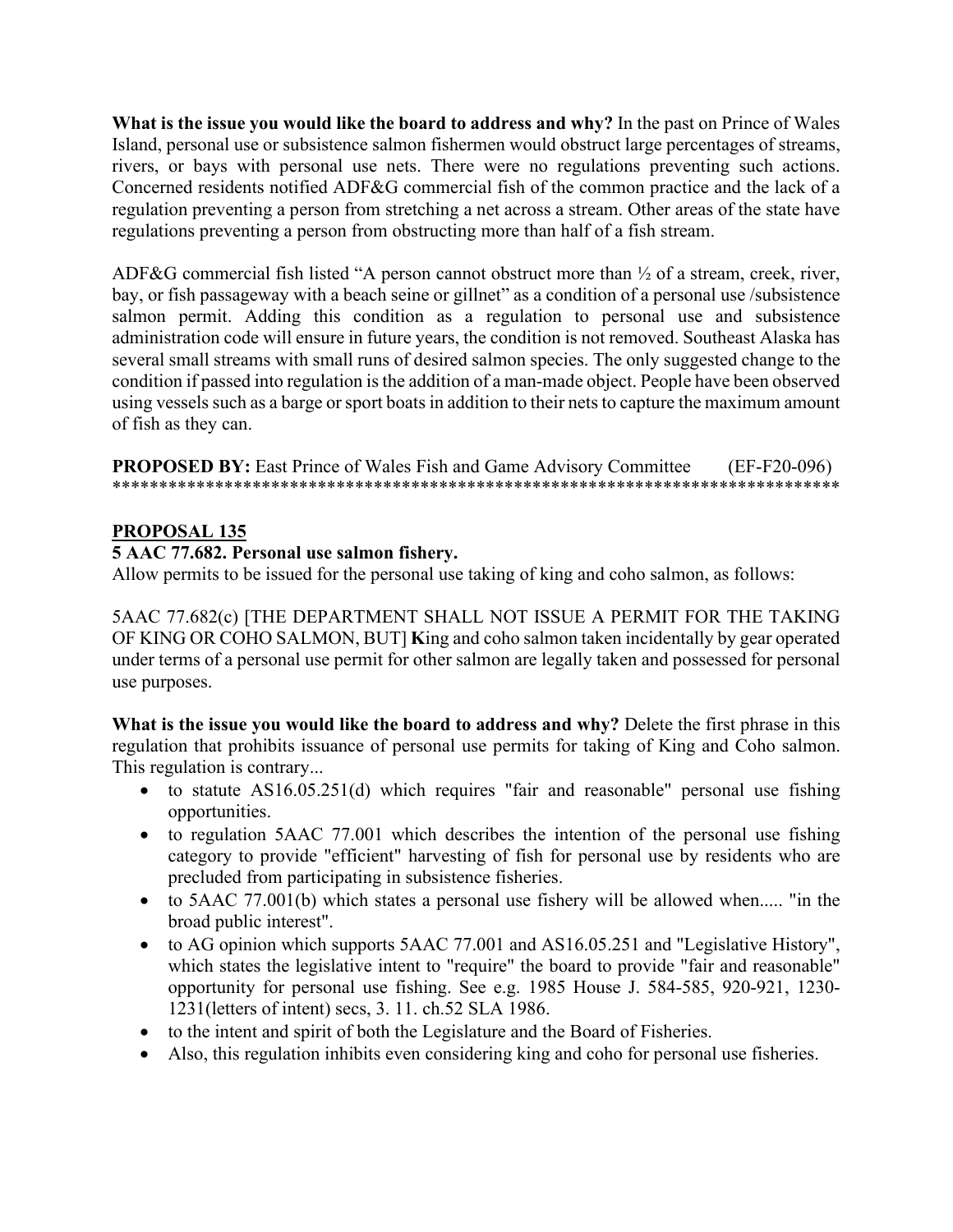**What is the issue you would like the board to address and why?** In the past on Prince of Wales Island, personal use or subsistence salmon fishermen would obstruct large percentages of streams, rivers, or bays with personal use nets. There were no regulations preventing such actions. Concerned residents notified ADF&G commercial fish of the common practice and the lack of a regulation preventing a person from stretching a net across a stream. Other areas of the state have regulations preventing a person from obstructing more than half of a fish stream.

ADF&G commercial fish listed "A person cannot obstruct more than ½ of a stream, creek, river, bay, or fish passageway with a beach seine or gillnet" as a condition of a personal use /subsistence salmon permit. Adding this condition as a regulation to personal use and subsistence administration code will ensure in future years, the condition is not removed. Southeast Alaska has several small streams with small runs of desired salmon species. The only suggested change to the condition if passed into regulation is the addition of a man-made object. People have been observed using vessels such as a barge or sport boats in addition to their nets to capture the maximum amount of fish as they can.

**PROPOSED BY:** East Prince of Wales Fish and Game Advisory Committee (EF-F20-096)

******************************************************************************

## PROPOSAL 135

**5 AAC 77.682. Personal use salmon fishery.**

Allow permits to be issued for the personal use taking of king and coho salmon, as follows:

5AAC 77.682(c) [THE DEPARTMENT SHALL NOT ISSUE A PERMIT FOR THE TAKING OF KING OR COHO SALMON, BUT] **K**ing and coho salmon taken incidentally by gear operated under terms of a personal use permit for other salmon are legally taken and possessed for personal use purposes.

**What is the issue you would like the board to address and why?** Delete the first phrase in this regulation that prohibits issuance of personal use permits for taking of King and Coho salmon. This regulation is contrary...

- to statute AS16.05.251(d) which requires "fair and reasonable" personal use fishing opportunities.
- to regulation 5AAC 77.001 which describes the intention of the personal use fishing category to provide "efficient" harvesting of fish for personal use by residents who are precluded from participating in subsistence fisheries.
- to 5AAC 77.001(b) which states a personal use fishery will be allowed when..... "in the broad public interest".
- to AG opinion which supports 5AAC 77.001 and AS16.05.251 and "Legislative History", which states the legislative intent to "require" the board to provide "fair and reasonable" opportunity for personal use fishing. See e.g. 1985 House J. 584-585, 920-921, 1230-1231(letters of intent) secs, 3. 11. ch.52 SLA 1986.
- to the intent and spirit of both the Legislature and the Board of Fisheries.
- Also, this regulation inhibits even considering king and coho for personal use fisheries.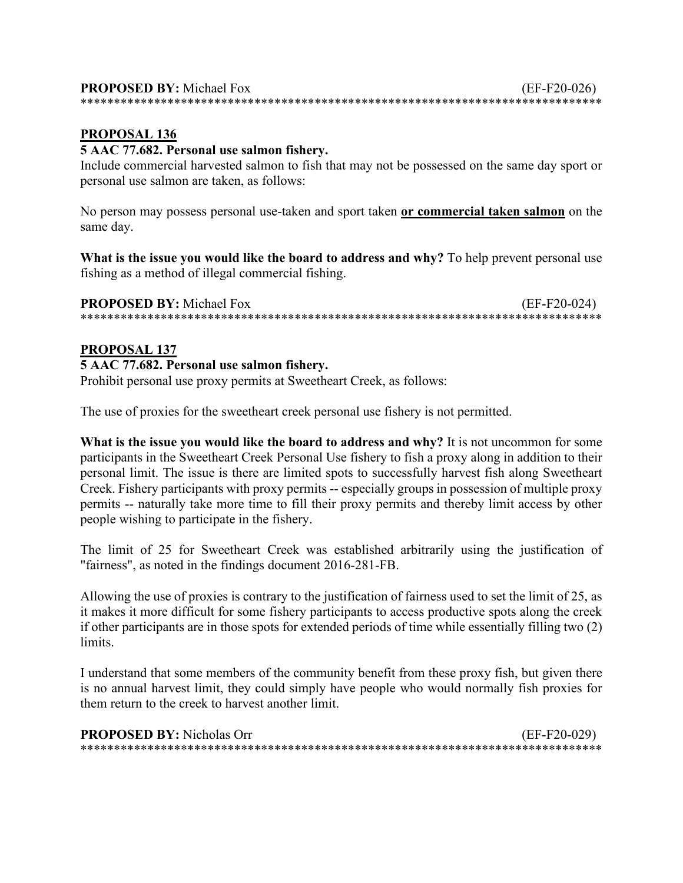**PROPOSED BY:** Michael Fox (EF-F20-026)

******************************************************************************

## PROPOSAL 136

**5 AAC 77.682. Personal use salmon fishery.**

Include commercial harvested salmon to fish that may not be possessed on the same day sport or personal use salmon are taken, as follows:

No person may possess personal use-taken and sport taken **or commercial taken salmon** on the same day.

**What is the issue you would like the board to address and why?** To help prevent personal use fishing as a method of illegal commercial fishing.

**PROPOSED BY:** Michael Fox (EF-F20-024)

******************************************************************************

## PROPOSAL 137

**5 AAC 77.682. Personal use salmon fishery.**

Prohibit personal use proxy permits at Sweetheart Creek, as follows:

The use of proxies for the sweetheart creek personal use fishery is not permitted.

**What is the issue you would like the board to address and why?** It is not uncommon for some participants in the Sweetheart Creek Personal Use fishery to fish a proxy along in addition to their personal limit. The issue is there are limited spots to successfully harvest fish along Sweetheart Creek. Fishery participants with proxy permits -- especially groups in possession of multiple proxy permits -- naturally take more time to fill their proxy permits and thereby limit access by other people wishing to participate in the fishery.

The limit of 25 for Sweetheart Creek was established arbitrarily using the justification of "fairness", as noted in the findings document 2016-281-FB.

Allowing the use of proxies is contrary to the justification of fairness used to set the limit of 25, as it makes it more difficult for some fishery participants to access productive spots along the creek if other participants are in those spots for extended periods of time while essentially filling two (2) limits.

I understand that some members of the community benefit from these proxy fish, but given there is no annual harvest limit, they could simply have people who would normally fish proxies for them return to the creek to harvest another limit.

**PROPOSED BY:** Nicholas Orr (EF-F20-029)

******************************************************************************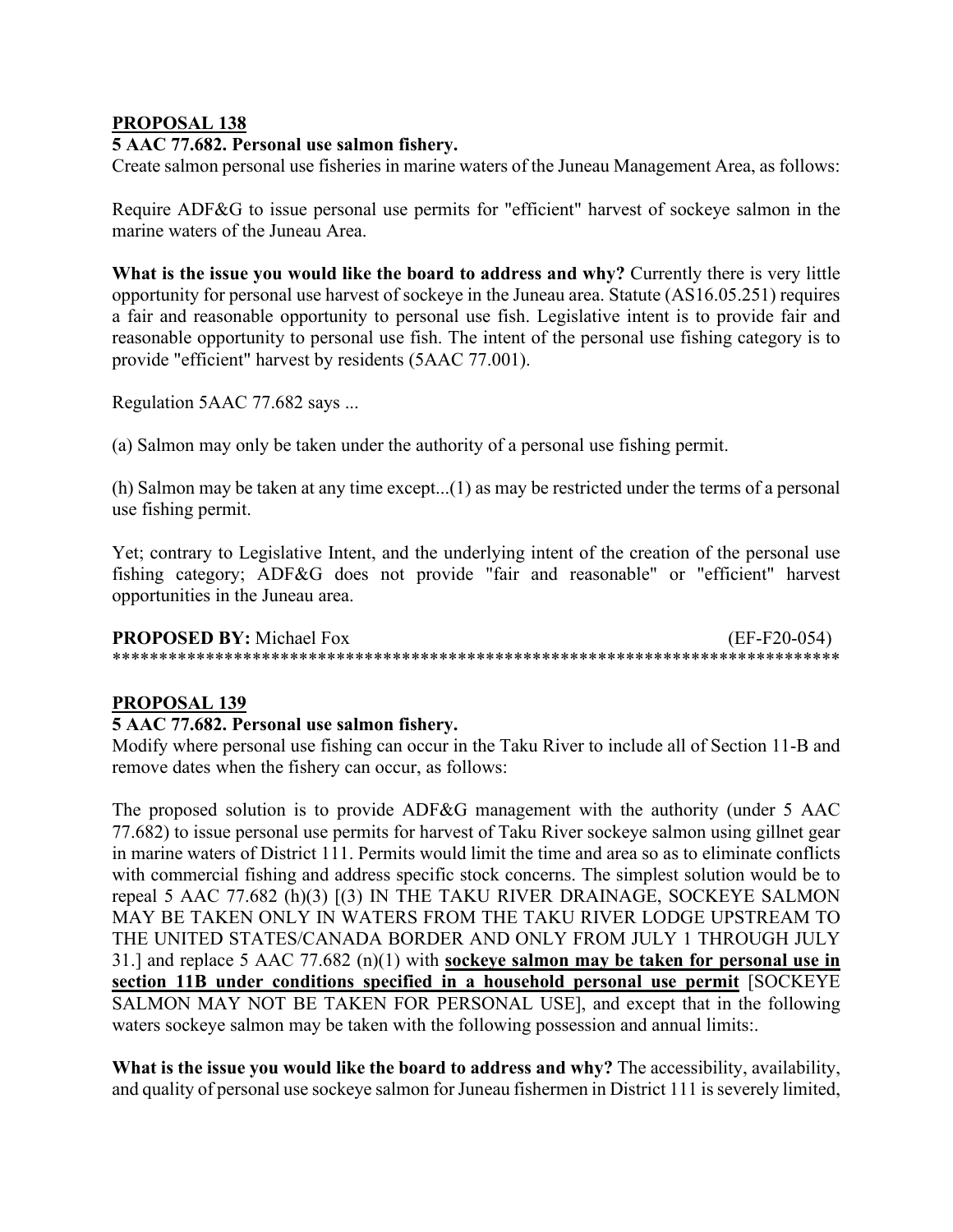**PROPOSAL 138**

**5 AAC 77.682. Personal use salmon fishery.**

Create salmon personal use fisheries in marine waters of the Juneau Management Area, as follows:

Require ADF&G to issue personal use permits for "efficient" harvest of sockeye salmon in the marine waters of the Juneau Area.

**What is the issue you would like the board to address and why?** Currently there is very little opportunity for personal use harvest of sockeye in the Juneau area. Statute (AS16.05.251) requires a fair and reasonable opportunity to personal use fish. Legislative intent is to provide fair and reasonable opportunity to personal use fish. The intent of the personal use fishing category is to provide "efficient" harvest by residents (5AAC 77.001).

Regulation 5AAC 77.682 says ...

(a) Salmon may only be taken under the authority of a personal use fishing permit.

(h) Salmon may be taken at any time except...(1) as may be restricted under the terms of a personal use fishing permit.

Yet; contrary to Legislative Intent, and the underlying intent of the creation of the personal use fishing category; ADF&G does not provide "fair and reasonable" or "efficient" harvest opportunities in the Juneau area.

**PROPOSED BY:** Michael Fox (EF-F20-054)

******************************************************************************

**PROPOSAL 139**

**5 AAC 77.682. Personal use salmon fishery.**

Modify where personal use fishing can occur in the Taku River to include all of Section 11-B and remove dates when the fishery can occur, as follows:

The proposed solution is to provide ADF&G management with the authority (under 5 AAC 77.682) to issue personal use permits for harvest of Taku River sockeye salmon using gillnet gear in marine waters of District 111. Permits would limit the time and area so as to eliminate conflicts with commercial fishing and address specific stock concerns. The simplest solution would be to repeal 5 AAC 77.682 (h)(3) [(3) IN THE TAKU RIVER DRAINAGE, SOCKEYE SALMON MAY BE TAKEN ONLY IN WATERS FROM THE TAKU RIVER LODGE UPSTREAM TO THE UNITED STATES/CANADA BORDER AND ONLY FROM JULY 1 THROUGH JULY 31.] and replace 5 AAC 77.682 (n)(1) with **<u>sockeye salmon may be taken for personal use in section 11B under conditions specified in a household personal use permit</u>** [SOCKEYE SALMON MAY NOT BE TAKEN FOR PERSONAL USE], and except that in the following waters sockeye salmon may be taken with the following possession and annual limits:.

**What is the issue you would like the board to address and why?** The accessibility, availability, and quality of personal use sockeye salmon for Juneau fishermen in District 111 is severely limited,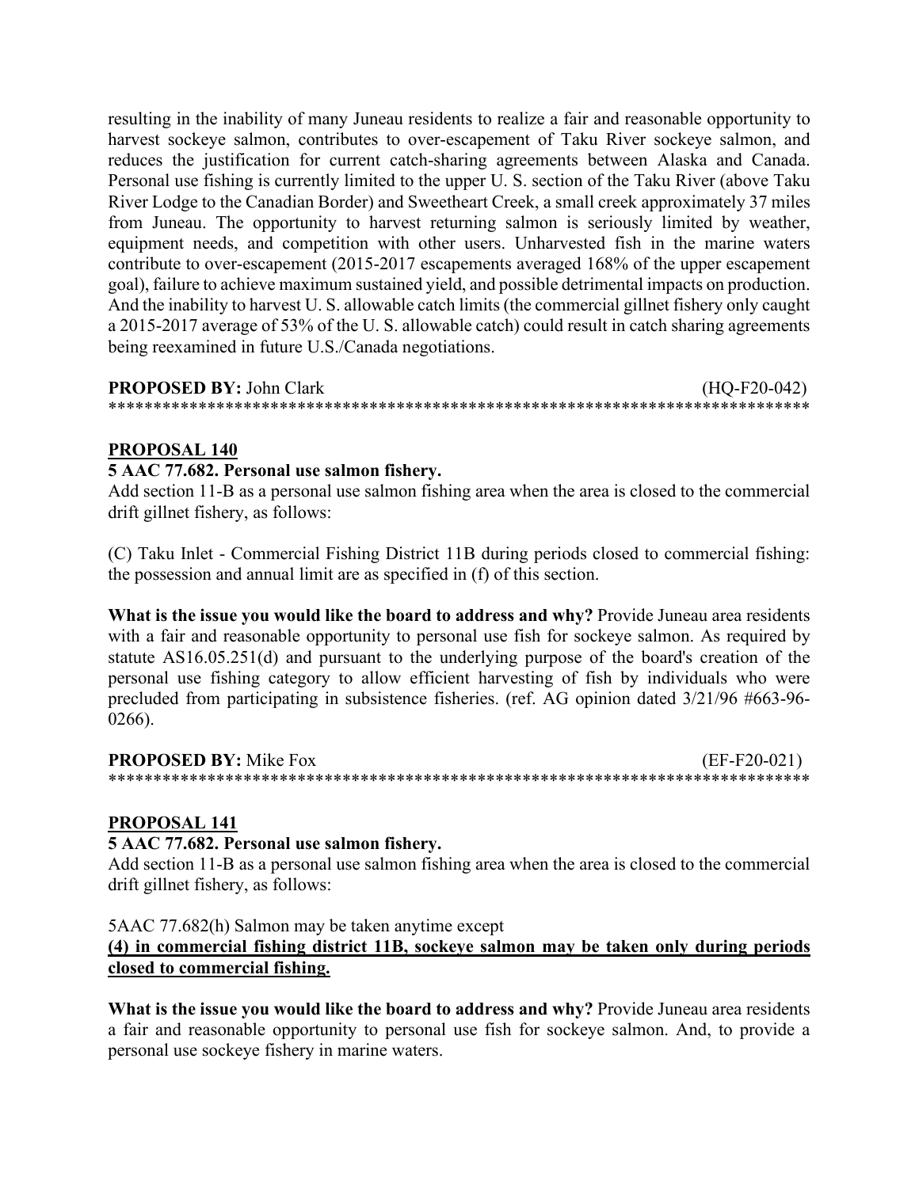resulting in the inability of many Juneau residents to realize a fair and reasonable opportunity to harvest sockeye salmon, contributes to over-escapement of Taku River sockeye salmon, and reduces the justification for current catch-sharing agreements between Alaska and Canada. Personal use fishing is currently limited to the upper U. S. section of the Taku River (above Taku River Lodge to the Canadian Border) and Sweetheart Creek, a small creek approximately 37 miles from Juneau. The opportunity to harvest returning salmon is seriously limited by weather, equipment needs, and competition with other users. Unharvested fish in the marine waters contribute to over-escapement (2015-2017 escapements averaged 168% of the upper escapement goal), failure to achieve maximum sustained yield, and possible detrimental impacts on production. And the inability to harvest U. S. allowable catch limits (the commercial gillnet fishery only caught a 2015-2017 average of 53% of the U. S. allowable catch) could result in catch sharing agreements being reexamined in future U.S./Canada negotiations.

**PROPOSED BY:** John Clark (HQ-F20-042)
******************************************************************************

## PROPOSAL 140

**5 AAC 77.682. Personal use salmon fishery.**

Add section 11-B as a personal use salmon fishing area when the area is closed to the commercial drift gillnet fishery, as follows:

(C) Taku Inlet - Commercial Fishing District 11B during periods closed to commercial fishing: the possession and annual limit are as specified in (f) of this section.

**What is the issue you would like the board to address and why?** Provide Juneau area residents with a fair and reasonable opportunity to personal use fish for sockeye salmon. As required by statute AS16.05.251(d) and pursuant to the underlying purpose of the board's creation of the personal use fishing category to allow efficient harvesting of fish by individuals who were precluded from participating in subsistence fisheries. (ref. AG opinion dated 3/21/96 #663-96-0266).

**PROPOSED BY:** Mike Fox (EF-F20-021)
******************************************************************************

## PROPOSAL 141

**5 AAC 77.682. Personal use salmon fishery.**

Add section 11-B as a personal use salmon fishing area when the area is closed to the commercial drift gillnet fishery, as follows:

5AAC 77.682(h) Salmon may be taken anytime except

**<u>(4) in commercial fishing district 11B, sockeye salmon may be taken only during periods closed to commercial fishing.</u>**

**What is the issue you would like the board to address and why?** Provide Juneau area residents a fair and reasonable opportunity to personal use fish for sockeye salmon. And, to provide a personal use sockeye fishery in marine waters.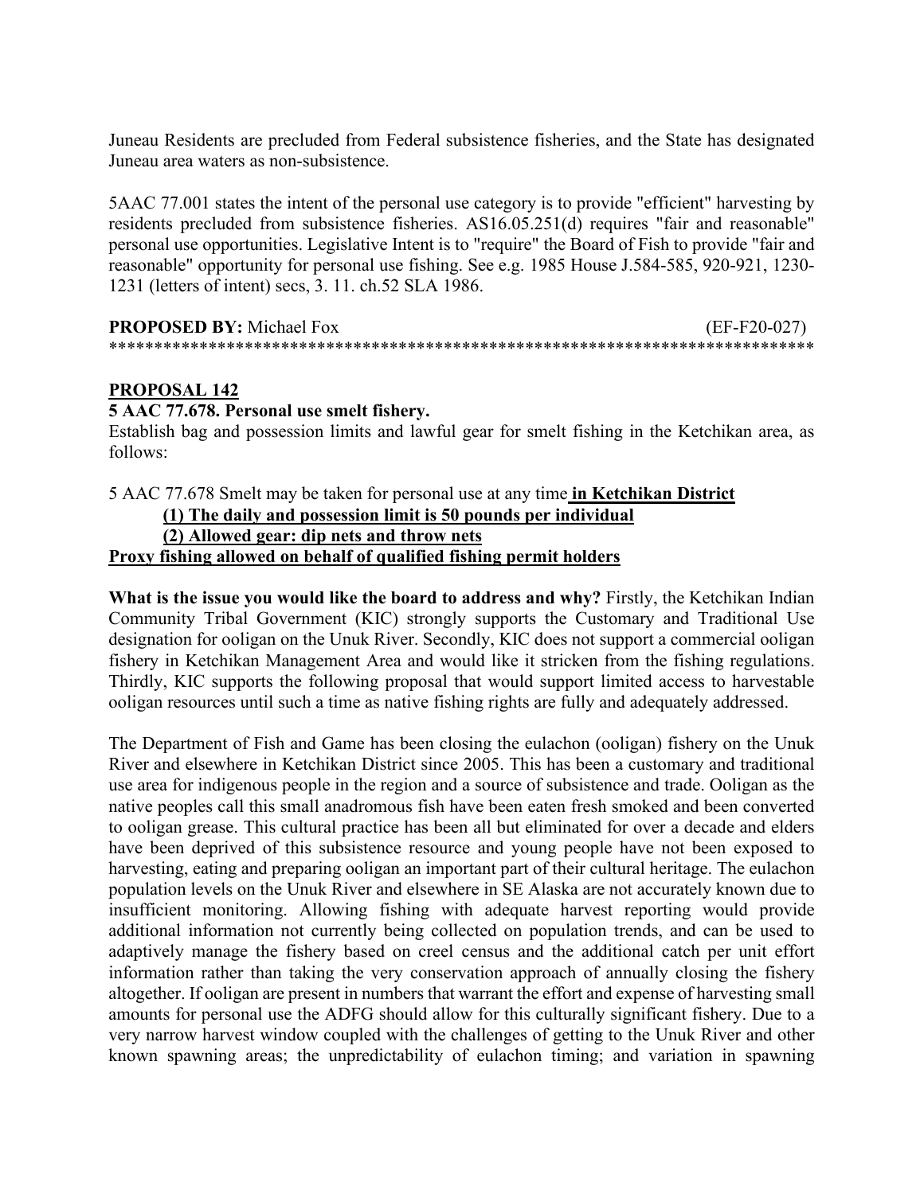Juneau Residents are precluded from Federal subsistence fisheries, and the State has designated Juneau area waters as non-subsistence.

5AAC 77.001 states the intent of the personal use category is to provide "efficient" harvesting by residents precluded from subsistence fisheries. AS16.05.251(d) requires "fair and reasonable" personal use opportunities. Legislative Intent is to "require" the Board of Fish to provide "fair and reasonable" opportunity for personal use fishing. See e.g. 1985 House J.584-585, 920-921, 1230-1231 (letters of intent) secs, 3. 11. ch.52 SLA 1986.

**PROPOSED BY:** Michael Fox (EF-F20-027)

******************************************************************************

**PROPOSAL 142**

**5 AAC 77.678. Personal use smelt fishery.**

Establish bag and possession limits and lawful gear for smelt fishing in the Ketchikan area, as follows:

5 AAC 77.678 Smelt may be taken for personal use at any time **<u>in Ketchikan District</u>**

**<u>(1) The daily and possession limit is 50 pounds per individual</u>**

**<u>(2) Allowed gear: dip nets and throw nets</u>**

**<u>Proxy fishing allowed on behalf of qualified fishing permit holders</u>**

**What is the issue you would like the board to address and why?** Firstly, the Ketchikan Indian Community Tribal Government (KIC) strongly supports the Customary and Traditional Use designation for ooligan on the Unuk River. Secondly, KIC does not support a commercial ooligan fishery in Ketchikan Management Area and would like it stricken from the fishing regulations. Thirdly, KIC supports the following proposal that would support limited access to harvestable ooligan resources until such a time as native fishing rights are fully and adequately addressed.

The Department of Fish and Game has been closing the eulachon (ooligan) fishery on the Unuk River and elsewhere in Ketchikan District since 2005. This has been a customary and traditional use area for indigenous people in the region and a source of subsistence and trade. Ooligan as the native peoples call this small anadromous fish have been eaten fresh smoked and been converted to ooligan grease. This cultural practice has been all but eliminated for over a decade and elders have been deprived of this subsistence resource and young people have not been exposed to harvesting, eating and preparing ooligan an important part of their cultural heritage. The eulachon population levels on the Unuk River and elsewhere in SE Alaska are not accurately known due to insufficient monitoring. Allowing fishing with adequate harvest reporting would provide additional information not currently being collected on population trends, and can be used to adaptively manage the fishery based on creel census and the additional catch per unit effort information rather than taking the very conservation approach of annually closing the fishery altogether. If ooligan are present in numbers that warrant the effort and expense of harvesting small amounts for personal use the ADFG should allow for this culturally significant fishery. Due to a very narrow harvest window coupled with the challenges of getting to the Unuk River and other known spawning areas; the unpredictability of eulachon timing; and variation in spawning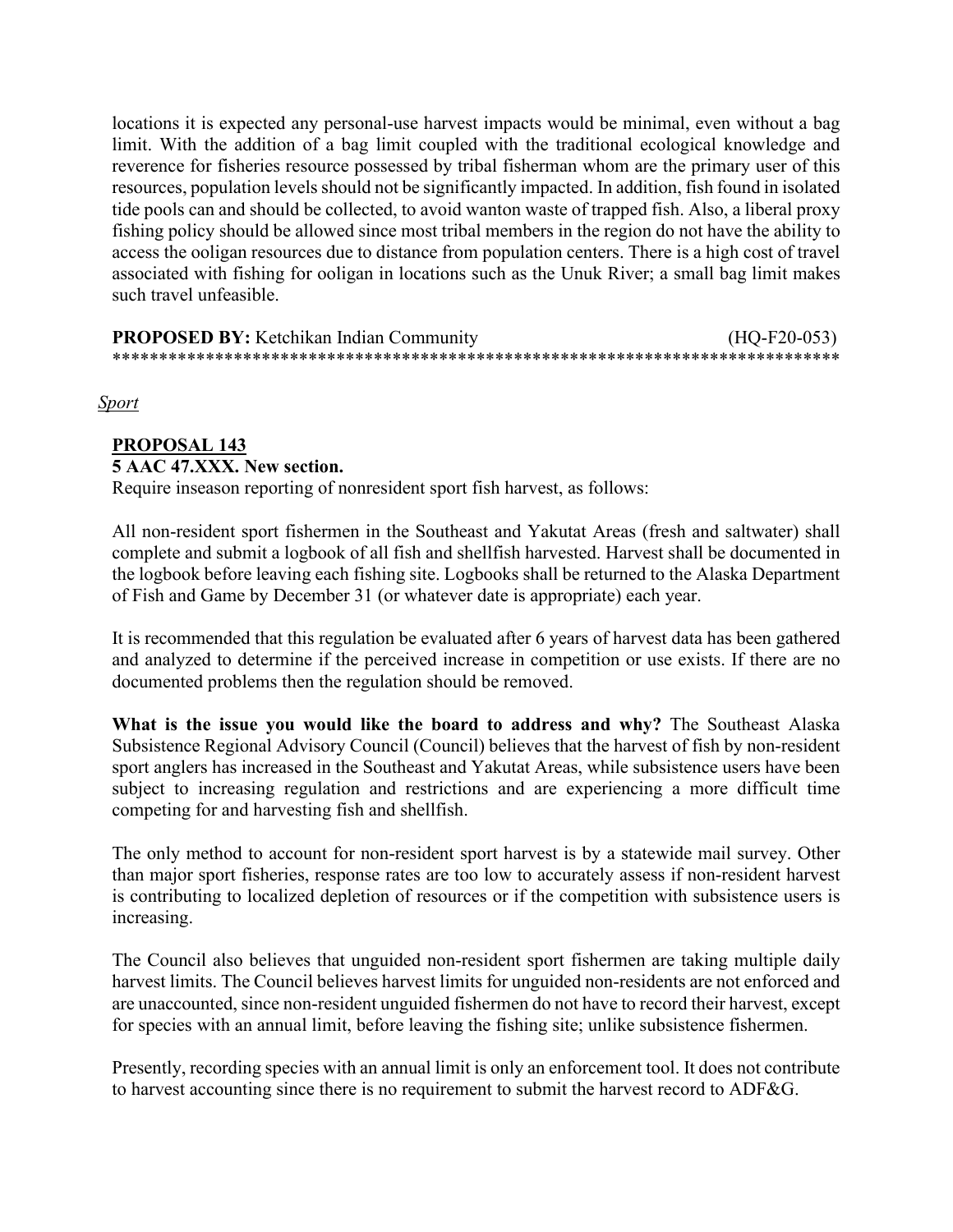locations it is expected any personal-use harvest impacts would be minimal, even without a bag limit. With the addition of a bag limit coupled with the traditional ecological knowledge and reverence for fisheries resource possessed by tribal fisherman whom are the primary user of this resources, population levels should not be significantly impacted. In addition, fish found in isolated tide pools can and should be collected, to avoid wanton waste of trapped fish. Also, a liberal proxy fishing policy should be allowed since most tribal members in the region do not have the ability to access the ooligan resources due to distance from population centers. There is a high cost of travel associated with fishing for ooligan in locations such as the Unuk River; a small bag limit makes such travel unfeasible.

**PROPOSED BY:** Ketchikan Indian Community (HQ-F20-053)

******************************************************************************

*Sport*

**PROPOSAL 143**

**5 AAC 47.XXX. New section.**

Require inseason reporting of nonresident sport fish harvest, as follows:

All non-resident sport fishermen in the Southeast and Yakutat Areas (fresh and saltwater) shall complete and submit a logbook of all fish and shellfish harvested. Harvest shall be documented in the logbook before leaving each fishing site. Logbooks shall be returned to the Alaska Department of Fish and Game by December 31 (or whatever date is appropriate) each year.

It is recommended that this regulation be evaluated after 6 years of harvest data has been gathered and analyzed to determine if the perceived increase in competition or use exists. If there are no documented problems then the regulation should be removed.

**What is the issue you would like the board to address and why?** The Southeast Alaska Subsistence Regional Advisory Council (Council) believes that the harvest of fish by non-resident sport anglers has increased in the Southeast and Yakutat Areas, while subsistence users have been subject to increasing regulation and restrictions and are experiencing a more difficult time competing for and harvesting fish and shellfish.

The only method to account for non-resident sport harvest is by a statewide mail survey. Other than major sport fisheries, response rates are too low to accurately assess if non-resident harvest is contributing to localized depletion of resources or if the competition with subsistence users is increasing.

The Council also believes that unguided non-resident sport fishermen are taking multiple daily harvest limits. The Council believes harvest limits for unguided non-residents are not enforced and are unaccounted, since non-resident unguided fishermen do not have to record their harvest, except for species with an annual limit, before leaving the fishing site; unlike subsistence fishermen.

Presently, recording species with an annual limit is only an enforcement tool. It does not contribute to harvest accounting since there is no requirement to submit the harvest record to ADF&G.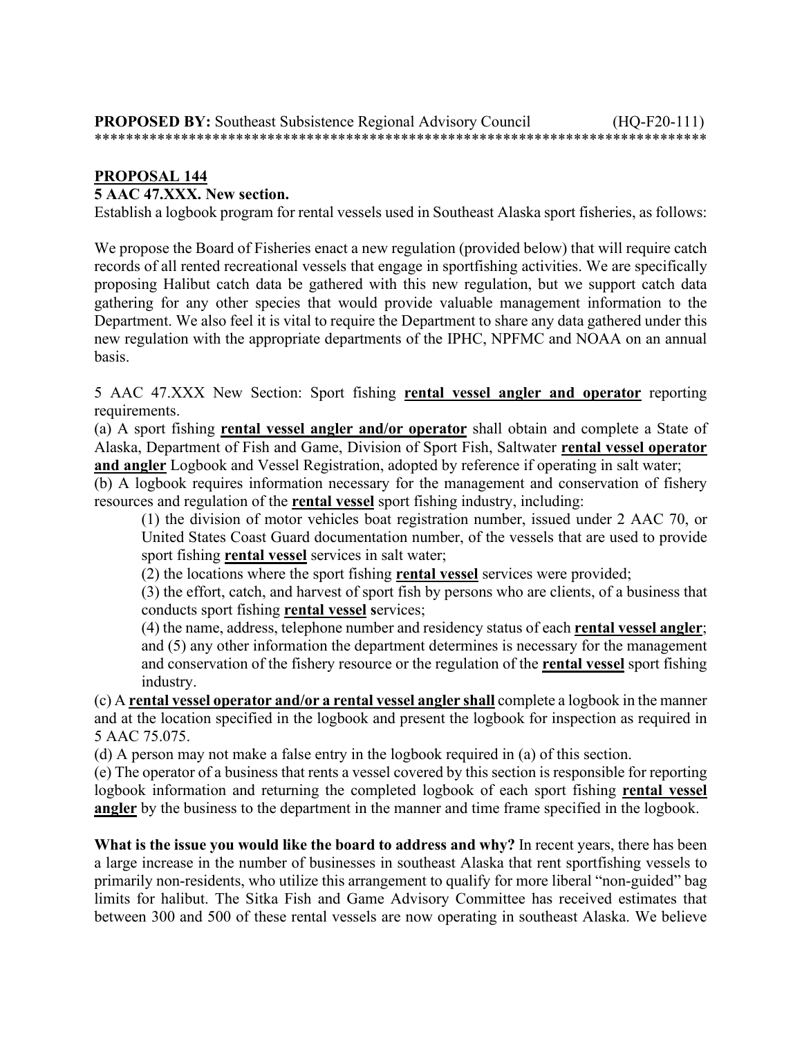**PROPOSED BY:** Southeast Subsistence Regional Advisory Council (HQ-F20-111)
******************************************************************************

**PROPOSAL 144**

**5 AAC 47.XXX. New section.**

Establish a logbook program for rental vessels used in Southeast Alaska sport fisheries, as follows:

We propose the Board of Fisheries enact a new regulation (provided below) that will require catch records of all rented recreational vessels that engage in sportfishing activities. We are specifically proposing Halibut catch data be gathered with this new regulation, but we support catch data gathering for any other species that would provide valuable management information to the Department. We also feel it is vital to require the Department to share any data gathered under this new regulation with the appropriate departments of the IPHC, NPFMC and NOAA on an annual basis.

5 AAC 47.XXX New Section: Sport fishing **rental vessel angler and operator** reporting requirements.

(a) A sport fishing **rental vessel angler and/or operator** shall obtain and complete a State of Alaska, Department of Fish and Game, Division of Sport Fish, Saltwater **rental vessel operator and angler** Logbook and Vessel Registration, adopted by reference if operating in salt water;

(b) A logbook requires information necessary for the management and conservation of fishery resources and regulation of the **rental vessel** sport fishing industry, including:

(1) the division of motor vehicles boat registration number, issued under 2 AAC 70, or United States Coast Guard documentation number, of the vessels that are used to provide sport fishing **rental vessel** services in salt water;

(2) the locations where the sport fishing **rental vessel** services were provided;

(3) the effort, catch, and harvest of sport fish by persons who are clients, of a business that conducts sport fishing **rental vessel services**;

(4) the name, address, telephone number and residency status of each **rental vessel angler**; and (5) any other information the department determines is necessary for the management and conservation of the fishery resource or the regulation of the **rental vessel** sport fishing industry.

(c) A **rental vessel operator and/or a rental vessel angler shall** complete a logbook in the manner and at the location specified in the logbook and present the logbook for inspection as required in 5 AAC 75.075.

(d) A person may not make a false entry in the logbook required in (a) of this section.

(e) The operator of a business that rents a vessel covered by this section is responsible for reporting logbook information and returning the completed logbook of each sport fishing **rental vessel angler** by the business to the department in the manner and time frame specified in the logbook.

**What is the issue you would like the board to address and why?** In recent years, there has been a large increase in the number of businesses in southeast Alaska that rent sportfishing vessels to primarily non-residents, who utilize this arrangement to qualify for more liberal "non-guided" bag limits for halibut. The Sitka Fish and Game Advisory Committee has received estimates that between 300 and 500 of these rental vessels are now operating in southeast Alaska. We believe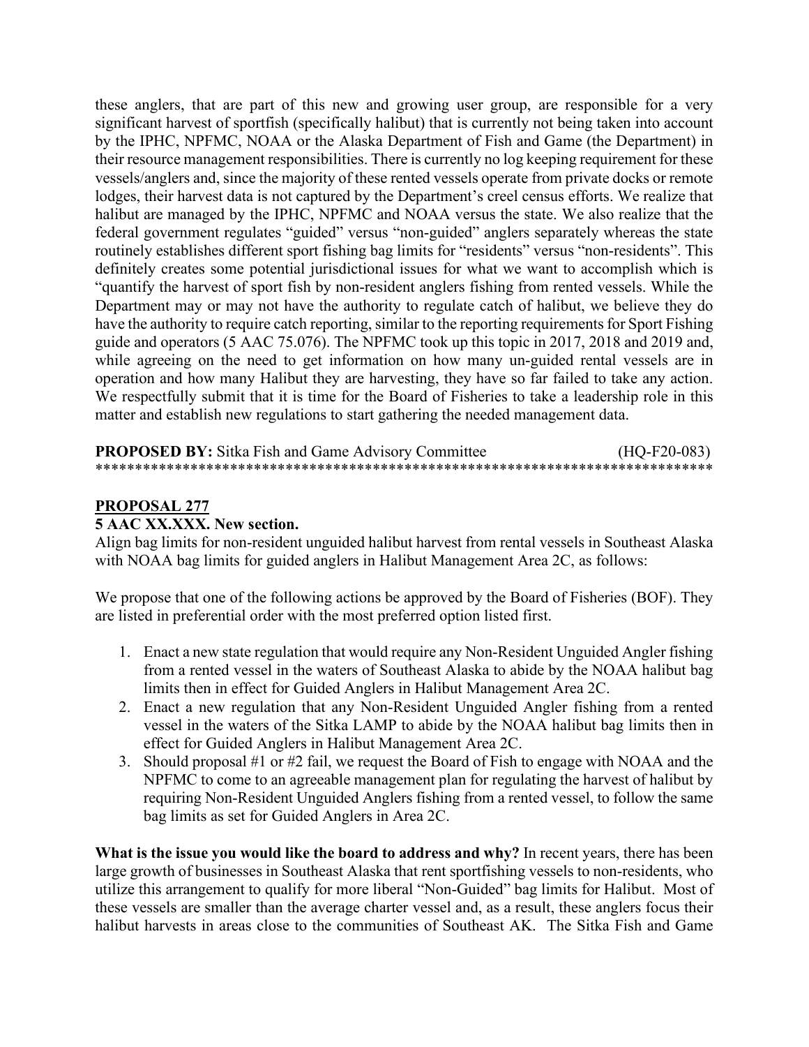these anglers, that are part of this new and growing user group, are responsible for a very significant harvest of sportfish (specifically halibut) that is currently not being taken into account by the IPHC, NPFMC, NOAA or the Alaska Department of Fish and Game (the Department) in their resource management responsibilities. There is currently no log keeping requirement for these vessels/anglers and, since the majority of these rented vessels operate from private docks or remote lodges, their harvest data is not captured by the Department's creel census efforts. We realize that halibut are managed by the IPHC, NPFMC and NOAA versus the state. We also realize that the federal government regulates "guided" versus "non-guided" anglers separately whereas the state routinely establishes different sport fishing bag limits for "residents" versus "non-residents". This definitely creates some potential jurisdictional issues for what we want to accomplish which is "quantify the harvest of sport fish by non-resident anglers fishing from rented vessels. While the Department may or may not have the authority to regulate catch of halibut, we believe they do have the authority to require catch reporting, similar to the reporting requirements for Sport Fishing guide and operators (5 AAC 75.076). The NPFMC took up this topic in 2017, 2018 and 2019 and, while agreeing on the need to get information on how many un-guided rental vessels are in operation and how many Halibut they are harvesting, they have so far failed to take any action. We respectfully submit that it is time for the Board of Fisheries to take a leadership role in this matter and establish new regulations to start gathering the needed management data.

**PROPOSED BY:** Sitka Fish and Game Advisory Committee (HQ-F20-083)

******************************************************************************

## PROPOSAL 277

**5 AAC XX.XXX. New section.**

Align bag limits for non-resident unguided halibut harvest from rental vessels in Southeast Alaska with NOAA bag limits for guided anglers in Halibut Management Area 2C, as follows:

We propose that one of the following actions be approved by the Board of Fisheries (BOF). They are listed in preferential order with the most preferred option listed first.

1. Enact a new state regulation that would require any Non-Resident Unguided Angler fishing from a rented vessel in the waters of Southeast Alaska to abide by the NOAA halibut bag limits then in effect for Guided Anglers in Halibut Management Area 2C.
2. Enact a new regulation that any Non-Resident Unguided Angler fishing from a rented vessel in the waters of the Sitka LAMP to abide by the NOAA halibut bag limits then in effect for Guided Anglers in Halibut Management Area 2C.
3. Should proposal #1 or #2 fail, we request the Board of Fish to engage with NOAA and the NPFMC to come to an agreeable management plan for regulating the harvest of halibut by requiring Non-Resident Unguided Anglers fishing from a rented vessel, to follow the same bag limits as set for Guided Anglers in Area 2C.

**What is the issue you would like the board to address and why?** In recent years, there has been large growth of businesses in Southeast Alaska that rent sportfishing vessels to non-residents, who utilize this arrangement to qualify for more liberal "Non-Guided" bag limits for Halibut. Most of these vessels are smaller than the average charter vessel and, as a result, these anglers focus their halibut harvests in areas close to the communities of Southeast AK. The Sitka Fish and Game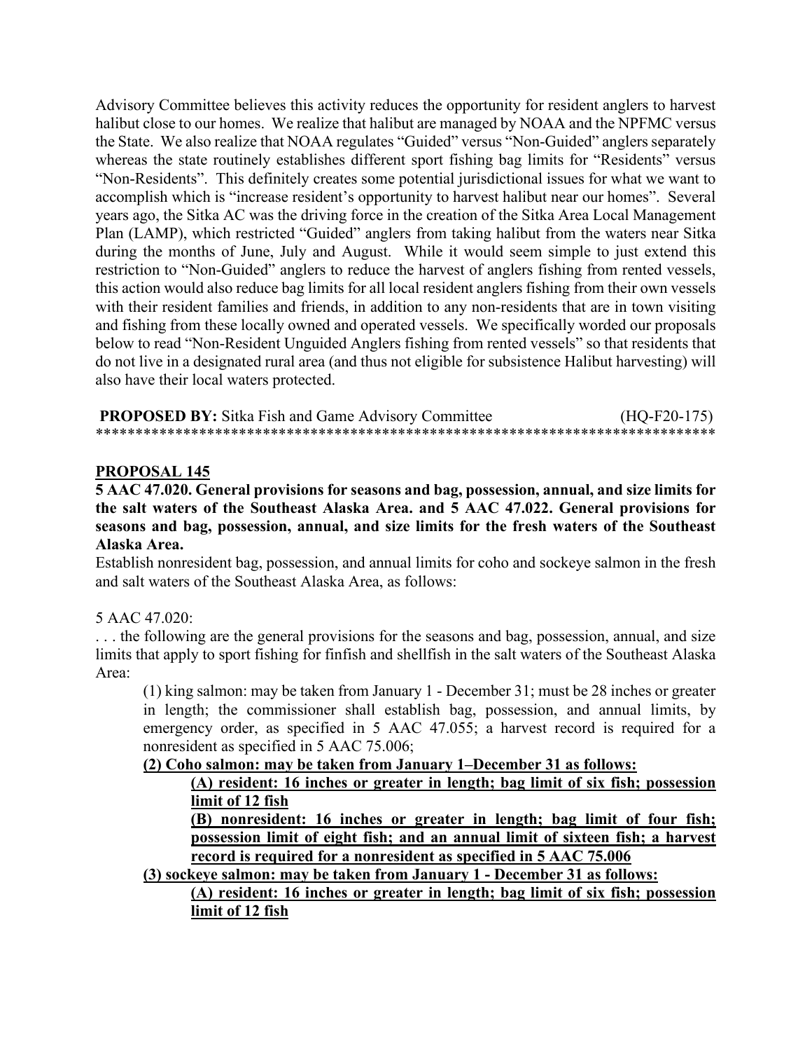Advisory Committee believes this activity reduces the opportunity for resident anglers to harvest halibut close to our homes. We realize that halibut are managed by NOAA and the NPFMC versus the State. We also realize that NOAA regulates "Guided" versus "Non-Guided" anglers separately whereas the state routinely establishes different sport fishing bag limits for "Residents" versus "Non-Residents". This definitely creates some potential jurisdictional issues for what we want to accomplish which is "increase resident's opportunity to harvest halibut near our homes". Several years ago, the Sitka AC was the driving force in the creation of the Sitka Area Local Management Plan (LAMP), which restricted "Guided" anglers from taking halibut from the waters near Sitka during the months of June, July and August. While it would seem simple to just extend this restriction to "Non-Guided" anglers to reduce the harvest of anglers fishing from rented vessels, this action would also reduce bag limits for all local resident anglers fishing from their own vessels with their resident families and friends, in addition to any non-residents that are in town visiting and fishing from these locally owned and operated vessels. We specifically worded our proposals below to read "Non-Resident Unguided Anglers fishing from rented vessels" so that residents that do not live in a designated rural area (and thus not eligible for subsistence Halibut harvesting) will also have their local waters protected.

**PROPOSED BY:** Sitka Fish and Game Advisory Committee (HQ-F20-175)
******************************************************************************

## PROPOSAL 145

**5 AAC 47.020. General provisions for seasons and bag, possession, annual, and size limits for the salt waters of the Southeast Alaska Area. and 5 AAC 47.022. General provisions for seasons and bag, possession, annual, and size limits for the fresh waters of the Southeast Alaska Area.**

Establish nonresident bag, possession, and annual limits for coho and sockeye salmon in the fresh and salt waters of the Southeast Alaska Area, as follows:

5 AAC 47.020:

. . . the following are the general provisions for the seasons and bag, possession, annual, and size limits that apply to sport fishing for finfish and shellfish in the salt waters of the Southeast Alaska Area:

(1) king salmon: may be taken from January 1 - December 31; must be 28 inches or greater in length; the commissioner shall establish bag, possession, and annual limits, by emergency order, as specified in 5 AAC 47.055; a harvest record is required for a nonresident as specified in 5 AAC 75.006;

<u>**(2) Coho salmon: may be taken from January 1–December 31 as follows:**</u>

<u>**(A) resident: 16 inches or greater in length; bag limit of six fish; possession limit of 12 fish**</u>

<u>**(B) nonresident: 16 inches or greater in length; bag limit of four fish; possession limit of eight fish; and an annual limit of sixteen fish; a harvest record is required for a nonresident as specified in 5 AAC 75.006**</u>

<u>**(3) sockeye salmon: may be taken from January 1 - December 31 as follows:**</u>

<u>**(A) resident: 16 inches or greater in length; bag limit of six fish; possession limit of 12 fish**</u>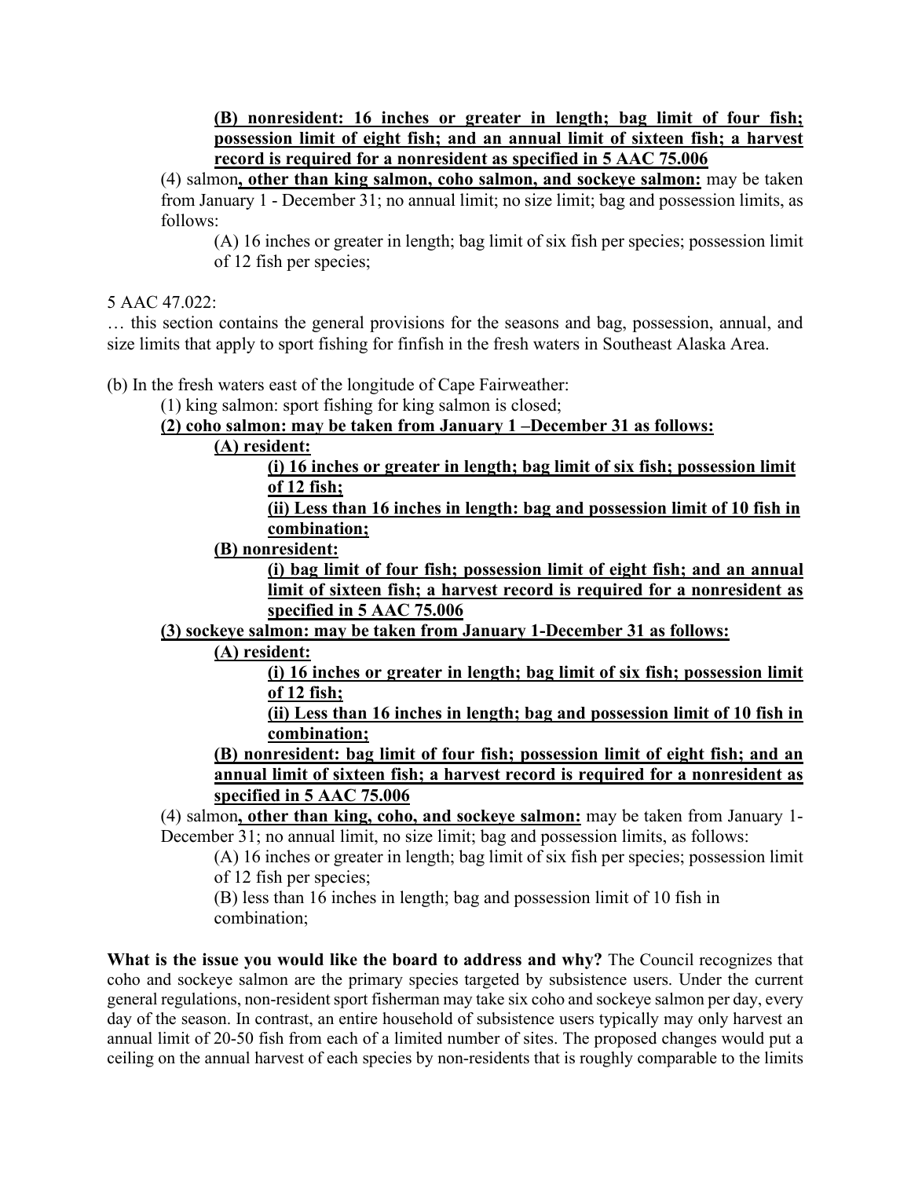**(B) nonresident: 16 inches or greater in length; bag limit of four fish; possession limit of eight fish; and an annual limit of sixteen fish; a harvest record is required for a nonresident as specified in 5 AAC 75.006**

(4) salmon**, other than king salmon, coho salmon, and sockeye salmon:** may be taken from January 1 - December 31; no annual limit; no size limit; bag and possession limits, as follows:

(A) 16 inches or greater in length; bag limit of six fish per species; possession limit of 12 fish per species;

5 AAC 47.022:

… this section contains the general provisions for the seasons and bag, possession, annual, and size limits that apply to sport fishing for finfish in the fresh waters in Southeast Alaska Area.

(b) In the fresh waters east of the longitude of Cape Fairweather:

(1) king salmon: sport fishing for king salmon is closed;

**(2) coho salmon: may be taken from January 1 –December 31 as follows:**

**(A) resident:**

**(i) 16 inches or greater in length; bag limit of six fish; possession limit of 12 fish;**

**(ii) Less than 16 inches in length: bag and possession limit of 10 fish in combination;**

**(B) nonresident:**

**(i) bag limit of four fish; possession limit of eight fish; and an annual limit of sixteen fish; a harvest record is required for a nonresident as specified in 5 AAC 75.006**

**(3) sockeye salmon: may be taken from January 1-December 31 as follows:**

**(A) resident:**

**(i) 16 inches or greater in length; bag limit of six fish; possession limit of 12 fish;**

**(ii) Less than 16 inches in length; bag and possession limit of 10 fish in combination;**

**(B) nonresident: bag limit of four fish; possession limit of eight fish; and an annual limit of sixteen fish; a harvest record is required for a nonresident as specified in 5 AAC 75.006**

(4) salmon**, other than king, coho, and sockeye salmon:** may be taken from January 1-December 31; no annual limit, no size limit; bag and possession limits, as follows:

(A) 16 inches or greater in length; bag limit of six fish per species; possession limit of 12 fish per species;

(B) less than 16 inches in length; bag and possession limit of 10 fish in combination;

**What is the issue you would like the board to address and why?** The Council recognizes that coho and sockeye salmon are the primary species targeted by subsistence users. Under the current general regulations, non-resident sport fisherman may take six coho and sockeye salmon per day, every day of the season. In contrast, an entire household of subsistence users typically may only harvest an annual limit of 20-50 fish from each of a limited number of sites. The proposed changes would put a ceiling on the annual harvest of each species by non-residents that is roughly comparable to the limits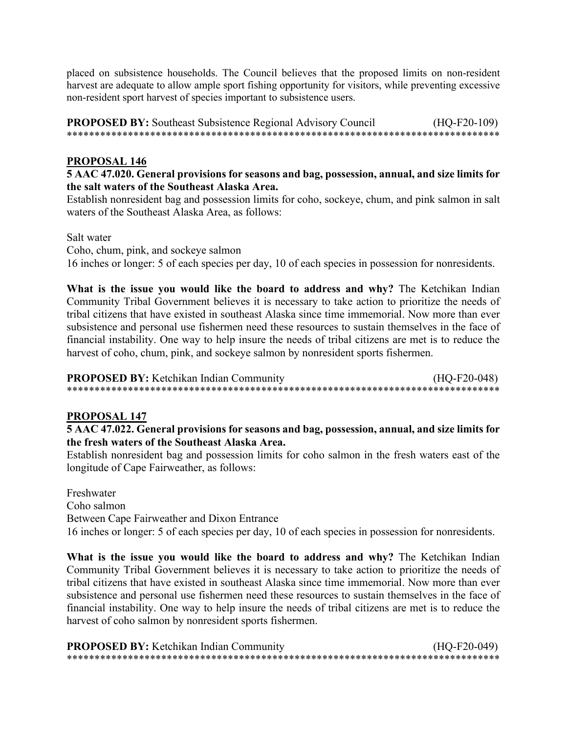placed on subsistence households. The Council believes that the proposed limits on non-resident harvest are adequate to allow ample sport fishing opportunity for visitors, while preventing excessive non-resident sport harvest of species important to subsistence users.

**PROPOSED BY:** Southeast Subsistence Regional Advisory Council (HQ-F20-109)
******************************************************************************

## PROPOSAL 146

**5 AAC 47.020. General provisions for seasons and bag, possession, annual, and size limits for the salt waters of the Southeast Alaska Area.**

Establish nonresident bag and possession limits for coho, sockeye, chum, and pink salmon in salt waters of the Southeast Alaska Area, as follows:

Salt water
Coho, chum, pink, and sockeye salmon
16 inches or longer: 5 of each species per day, 10 of each species in possession for nonresidents.

**What is the issue you would like the board to address and why?** The Ketchikan Indian Community Tribal Government believes it is necessary to take action to prioritize the needs of tribal citizens that have existed in southeast Alaska since time immemorial. Now more than ever subsistence and personal use fishermen need these resources to sustain themselves in the face of financial instability. One way to help insure the needs of tribal citizens are met is to reduce the harvest of coho, chum, pink, and sockeye salmon by nonresident sports fishermen.

**PROPOSED BY:** Ketchikan Indian Community (HQ-F20-048)
******************************************************************************

## PROPOSAL 147

**5 AAC 47.022. General provisions for seasons and bag, possession, annual, and size limits for the fresh waters of the Southeast Alaska Area.**

Establish nonresident bag and possession limits for coho salmon in the fresh waters east of the longitude of Cape Fairweather, as follows:

Freshwater
Coho salmon
Between Cape Fairweather and Dixon Entrance
16 inches or longer: 5 of each species per day, 10 of each species in possession for nonresidents.

**What is the issue you would like the board to address and why?** The Ketchikan Indian Community Tribal Government believes it is necessary to take action to prioritize the needs of tribal citizens that have existed in southeast Alaska since time immemorial. Now more than ever subsistence and personal use fishermen need these resources to sustain themselves in the face of financial instability. One way to help insure the needs of tribal citizens are met is to reduce the harvest of coho salmon by nonresident sports fishermen.

**PROPOSED BY:** Ketchikan Indian Community (HQ-F20-049)
******************************************************************************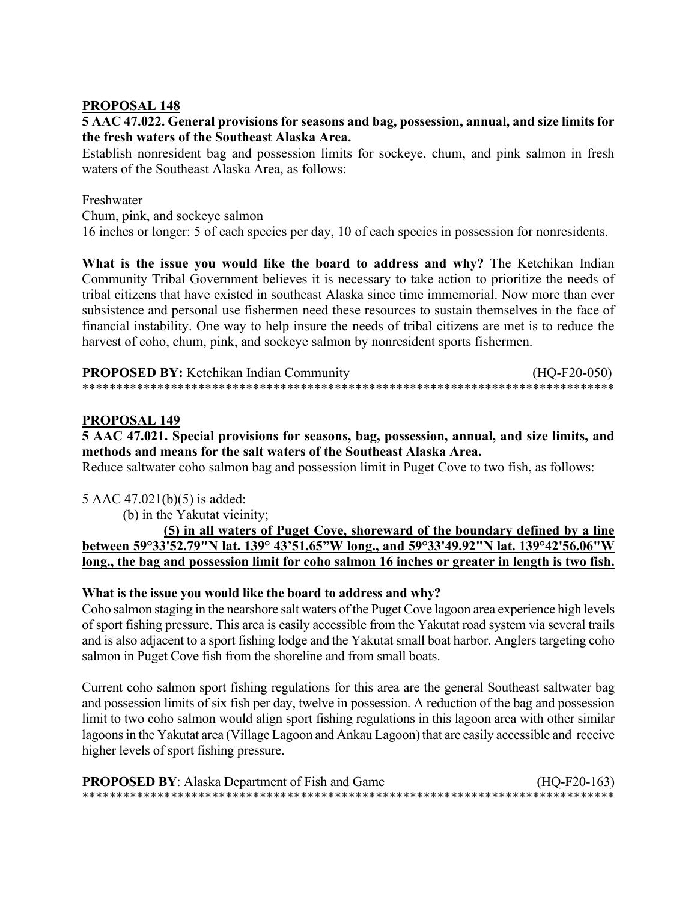## PROPOSAL 148

**5 AAC 47.022. General provisions for seasons and bag, possession, annual, and size limits for the fresh waters of the Southeast Alaska Area.**

Establish nonresident bag and possession limits for sockeye, chum, and pink salmon in fresh waters of the Southeast Alaska Area, as follows:

Freshwater
Chum, pink, and sockeye salmon
16 inches or longer: 5 of each species per day, 10 of each species in possession for nonresidents.

**What is the issue you would like the board to address and why?** The Ketchikan Indian Community Tribal Government believes it is necessary to take action to prioritize the needs of tribal citizens that have existed in southeast Alaska since time immemorial. Now more than ever subsistence and personal use fishermen need these resources to sustain themselves in the face of financial instability. One way to help insure the needs of tribal citizens are met is to reduce the harvest of coho, chum, pink, and sockeye salmon by nonresident sports fishermen.

**PROPOSED BY:** Ketchikan Indian Community (HQ-F20-050)

******************************************************************************

## PROPOSAL 149

**5 AAC 47.021. Special provisions for seasons, bag, possession, annual, and size limits, and methods and means for the salt waters of the Southeast Alaska Area.**

Reduce saltwater coho salmon bag and possession limit in Puget Cove to two fish, as follows:

5 AAC 47.021(b)(5) is added:

(b) in the Yakutat vicinity;

**<u>(5) in all waters of Puget Cove, shoreward of the boundary defined by a line between 59°33'52.79"N lat. 139° 43'51.65"W long., and 59°33'49.92"N lat. 139°42'56.06"W long., the bag and possession limit for coho salmon 16 inches or greater in length is two fish.</u>**

**What is the issue you would like the board to address and why?**

Coho salmon staging in the nearshore salt waters of the Puget Cove lagoon area experience high levels of sport fishing pressure. This area is easily accessible from the Yakutat road system via several trails and is also adjacent to a sport fishing lodge and the Yakutat small boat harbor. Anglers targeting coho salmon in Puget Cove fish from the shoreline and from small boats.

Current coho salmon sport fishing regulations for this area are the general Southeast saltwater bag and possession limits of six fish per day, twelve in possession. A reduction of the bag and possession limit to two coho salmon would align sport fishing regulations in this lagoon area with other similar lagoons in the Yakutat area (Village Lagoon and Ankau Lagoon) that are easily accessible and receive higher levels of sport fishing pressure.

**PROPOSED BY**: Alaska Department of Fish and Game (HQ-F20-163)

******************************************************************************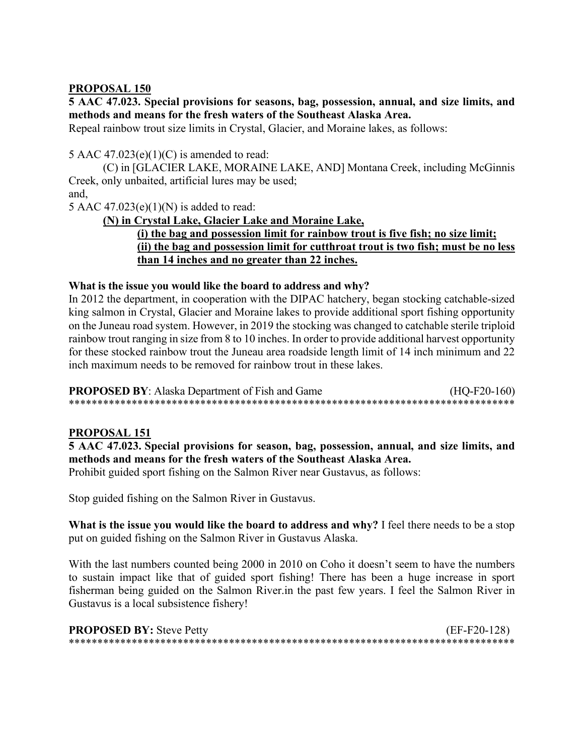## PROPOSAL 150

**5 AAC 47.023. Special provisions for seasons, bag, possession, annual, and size limits, and methods and means for the fresh waters of the Southeast Alaska Area.**

Repeal rainbow trout size limits in Crystal, Glacier, and Moraine lakes, as follows:

5 AAC 47.023(e)(1)(C) is amended to read:

(C) in [GLACIER LAKE, MORAINE LAKE, AND] Montana Creek, including McGinnis Creek, only unbaited, artificial lures may be used;

and,

5 AAC 47.023(e)(1)(N) is added to read:

**(N) in Crystal Lake, Glacier Lake and Moraine Lake,**

**(i) the bag and possession limit for rainbow trout is five fish; no size limit;**

**(ii) the bag and possession limit for cutthroat trout is two fish; must be no less than 14 inches and no greater than 22 inches.**

**What is the issue you would like the board to address and why?**

In 2012 the department, in cooperation with the DIPAC hatchery, began stocking catchable-sized king salmon in Crystal, Glacier and Moraine lakes to provide additional sport fishing opportunity on the Juneau road system. However, in 2019 the stocking was changed to catchable sterile triploid rainbow trout ranging in size from 8 to 10 inches. In order to provide additional harvest opportunity for these stocked rainbow trout the Juneau area roadside length limit of 14 inch minimum and 22 inch maximum needs to be removed for rainbow trout in these lakes.

**PROPOSED BY**: Alaska Department of Fish and Game (HQ-F20-160)

******************************************************************************

## PROPOSAL 151

**5 AAC 47.023. Special provisions for season, bag, possession, annual, and size limits, and methods and means for the fresh waters of the Southeast Alaska Area.**

Prohibit guided sport fishing on the Salmon River near Gustavus, as follows:

Stop guided fishing on the Salmon River in Gustavus.

**What is the issue you would like the board to address and why?** I feel there needs to be a stop put on guided fishing on the Salmon River in Gustavus Alaska.

With the last numbers counted being 2000 in 2010 on Coho it doesn't seem to have the numbers to sustain impact like that of guided sport fishing! There has been a huge increase in sport fisherman being guided on the Salmon River.in the past few years. I feel the Salmon River in Gustavus is a local subsistence fishery!

**PROPOSED BY:** Steve Petty (EF-F20-128)

******************************************************************************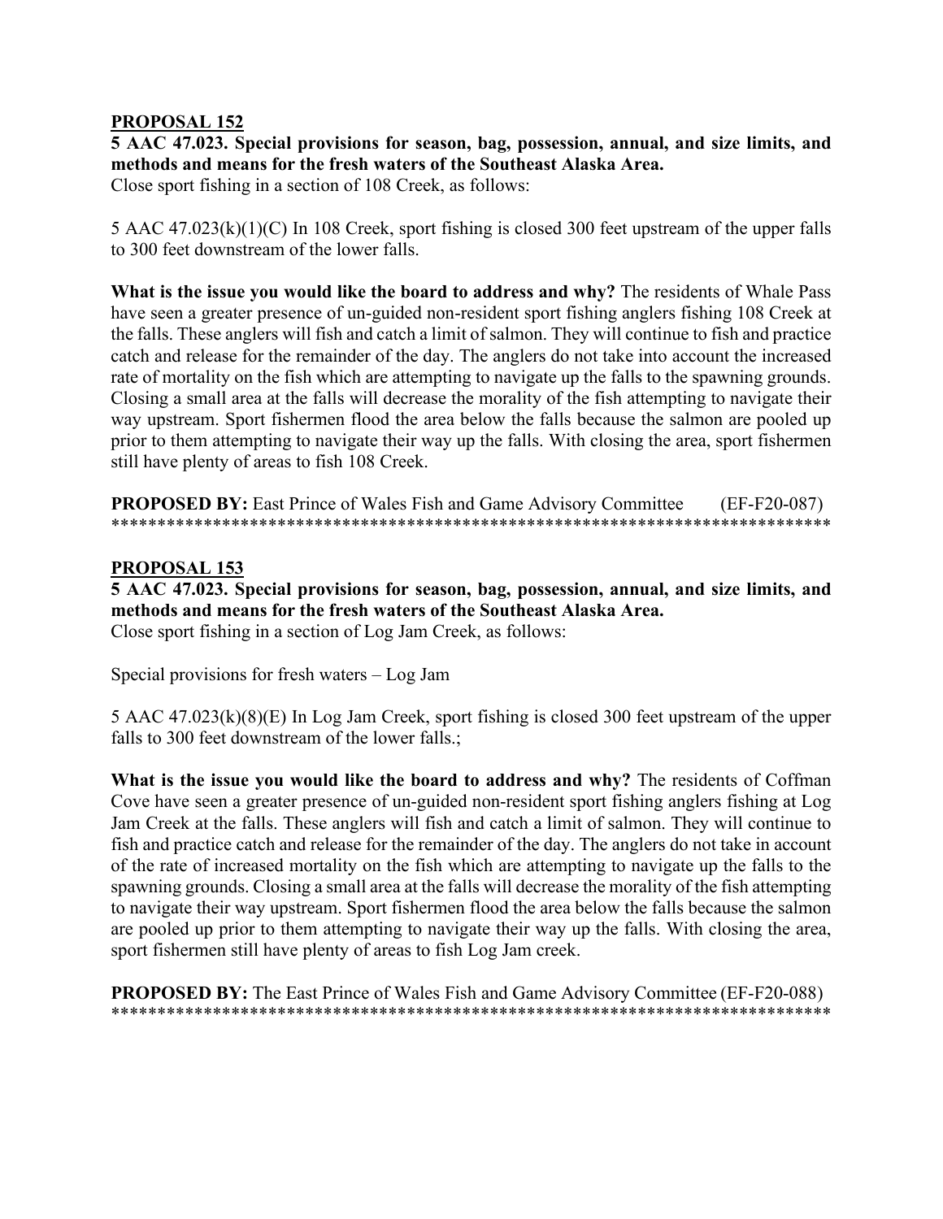## PROPOSAL 152

**5 AAC 47.023. Special provisions for season, bag, possession, annual, and size limits, and methods and means for the fresh waters of the Southeast Alaska Area.**
Close sport fishing in a section of 108 Creek, as follows:

5 AAC 47.023(k)(1)(C) In 108 Creek, sport fishing is closed 300 feet upstream of the upper falls to 300 feet downstream of the lower falls.

**What is the issue you would like the board to address and why?** The residents of Whale Pass have seen a greater presence of un-guided non-resident sport fishing anglers fishing 108 Creek at the falls. These anglers will fish and catch a limit of salmon. They will continue to fish and practice catch and release for the remainder of the day. The anglers do not take into account the increased rate of mortality on the fish which are attempting to navigate up the falls to the spawning grounds. Closing a small area at the falls will decrease the morality of the fish attempting to navigate their way upstream. Sport fishermen flood the area below the falls because the salmon are pooled up prior to them attempting to navigate their way up the falls. With closing the area, sport fishermen still have plenty of areas to fish 108 Creek.

**PROPOSED BY:** East Prince of Wales Fish and Game Advisory Committee (EF-F20-087)
******************************************************************************

## PROPOSAL 153

**5 AAC 47.023. Special provisions for season, bag, possession, annual, and size limits, and methods and means for the fresh waters of the Southeast Alaska Area.**
Close sport fishing in a section of Log Jam Creek, as follows:

Special provisions for fresh waters – Log Jam

5 AAC 47.023(k)(8)(E) In Log Jam Creek, sport fishing is closed 300 feet upstream of the upper falls to 300 feet downstream of the lower falls.;

**What is the issue you would like the board to address and why?** The residents of Coffman Cove have seen a greater presence of un-guided non-resident sport fishing anglers fishing at Log Jam Creek at the falls. These anglers will fish and catch a limit of salmon. They will continue to fish and practice catch and release for the remainder of the day. The anglers do not take in account of the rate of increased mortality on the fish which are attempting to navigate up the falls to the spawning grounds. Closing a small area at the falls will decrease the morality of the fish attempting to navigate their way upstream. Sport fishermen flood the area below the falls because the salmon are pooled up prior to them attempting to navigate their way up the falls. With closing the area, sport fishermen still have plenty of areas to fish Log Jam creek.

**PROPOSED BY:** The East Prince of Wales Fish and Game Advisory Committee (EF-F20-088)
******************************************************************************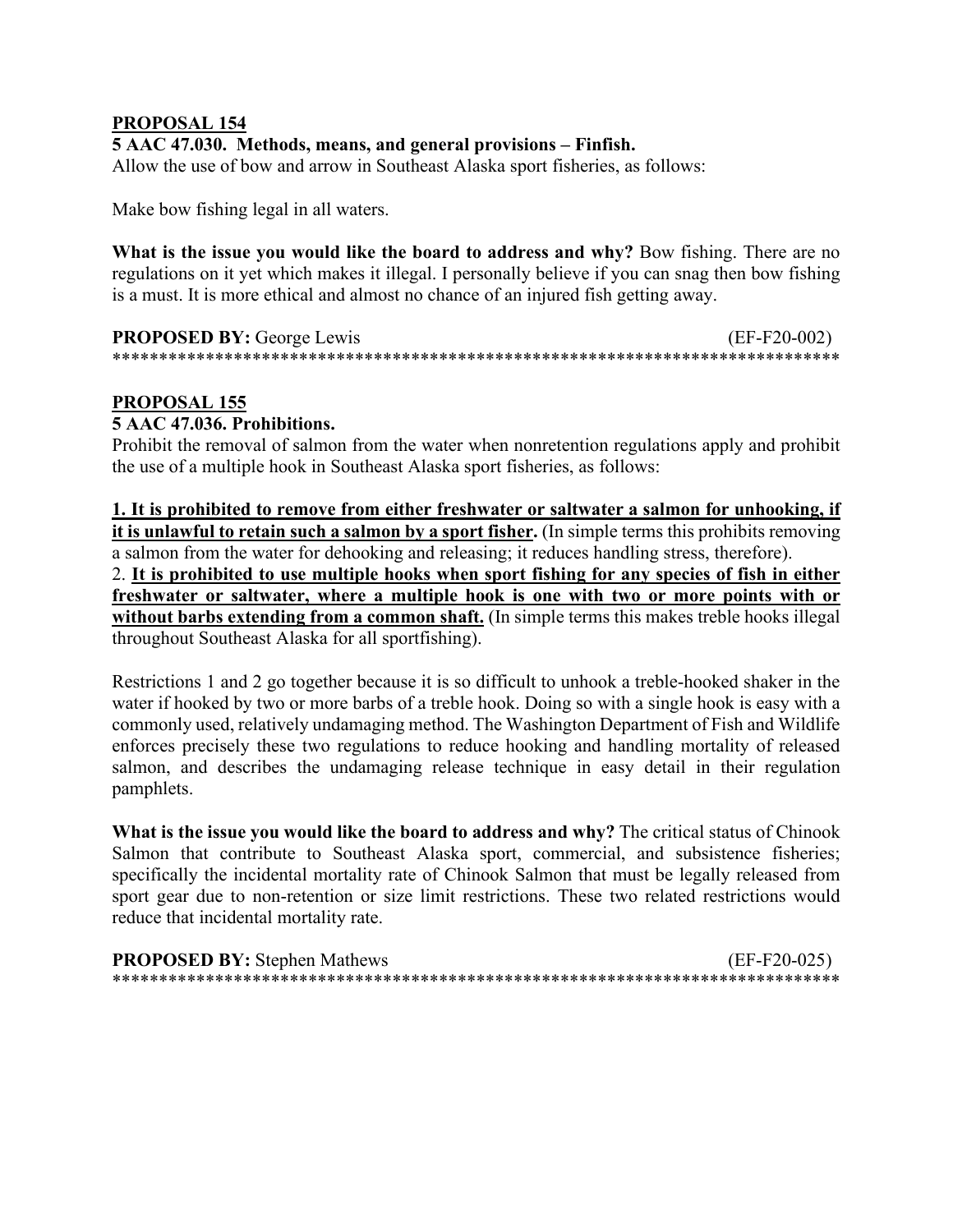**PROPOSAL 154**

**5 AAC 47.030. Methods, means, and general provisions – Finfish.**

Allow the use of bow and arrow in Southeast Alaska sport fisheries, as follows:

Make bow fishing legal in all waters.

**What is the issue you would like the board to address and why?** Bow fishing. There are no regulations on it yet which makes it illegal. I personally believe if you can snag then bow fishing is a must. It is more ethical and almost no chance of an injured fish getting away.

**PROPOSED BY:** George Lewis (EF-F20-002)

******************************************************************************

**PROPOSAL 155**

**5 AAC 47.036. Prohibitions.**

Prohibit the removal of salmon from the water when nonretention regulations apply and prohibit the use of a multiple hook in Southeast Alaska sport fisheries, as follows:

**1. It is prohibited to remove from either freshwater or saltwater a salmon for unhooking, if it is unlawful to retain such a salmon by a sport fisher.** (In simple terms this prohibits removing a salmon from the water for dehooking and releasing; it reduces handling stress, therefore).

2. **It is prohibited to use multiple hooks when sport fishing for any species of fish in either freshwater or saltwater, where a multiple hook is one with two or more points with or without barbs extending from a common shaft.** (In simple terms this makes treble hooks illegal throughout Southeast Alaska for all sportfishing).

Restrictions 1 and 2 go together because it is so difficult to unhook a treble-hooked shaker in the water if hooked by two or more barbs of a treble hook. Doing so with a single hook is easy with a commonly used, relatively undamaging method. The Washington Department of Fish and Wildlife enforces precisely these two regulations to reduce hooking and handling mortality of released salmon, and describes the undamaging release technique in easy detail in their regulation pamphlets.

**What is the issue you would like the board to address and why?** The critical status of Chinook Salmon that contribute to Southeast Alaska sport, commercial, and subsistence fisheries; specifically the incidental mortality rate of Chinook Salmon that must be legally released from sport gear due to non-retention or size limit restrictions. These two related restrictions would reduce that incidental mortality rate.

**PROPOSED BY:** Stephen Mathews (EF-F20-025)

******************************************************************************